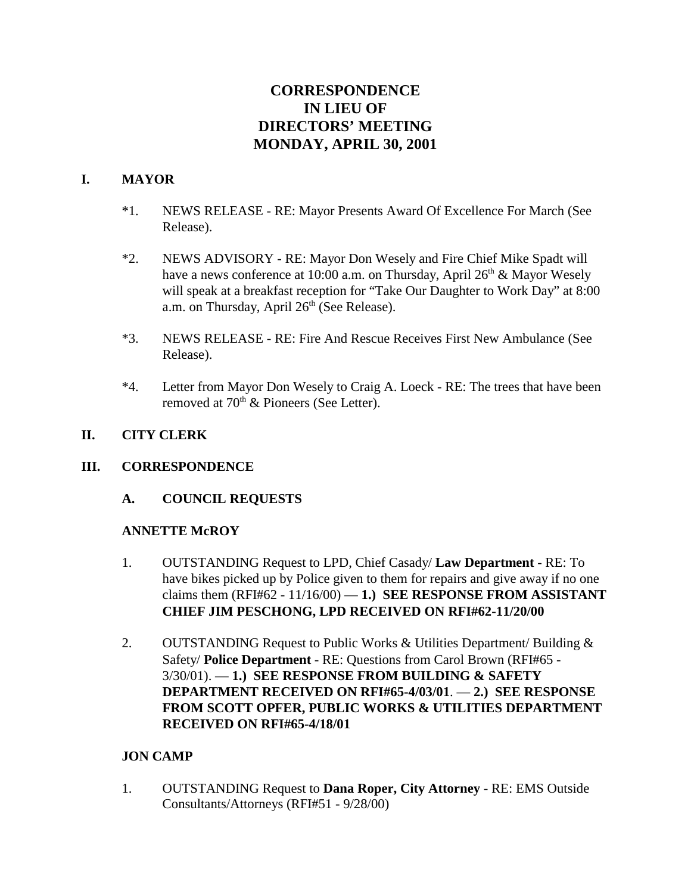# CORRESPONDENCE
# IN LIEU OF
# DIRECTORS' MEETING
# MONDAY, APRIL 30, 2001

## I. MAYOR

*1. NEWS RELEASE - RE: Mayor Presents Award Of Excellence For March (See Release).

*2. NEWS ADVISORY - RE: Mayor Don Wesely and Fire Chief Mike Spadt will have a news conference at 10:00 a.m. on Thursday, April 26th & Mayor Wesely will speak at a breakfast reception for "Take Our Daughter to Work Day" at 8:00 a.m. on Thursday, April 26th (See Release).

*3. NEWS RELEASE - RE: Fire And Rescue Receives First New Ambulance (See Release).

*4. Letter from Mayor Don Wesely to Craig A. Loeck - RE: The trees that have been removed at 70th & Pioneers (See Letter).

## II. CITY CLERK

## III. CORRESPONDENCE

### A. COUNCIL REQUESTS

**ANNETTE McROY**

1. OUTSTANDING Request to LPD, Chief Casady/ **Law Department** - RE: To have bikes picked up by Police given to them for repairs and give away if no one claims them (RFI#62 - 11/16/00) — **1.) SEE RESPONSE FROM ASSISTANT CHIEF JIM PESCHONG, LPD RECEIVED ON RFI#62-11/20/00**

2. OUTSTANDING Request to Public Works & Utilities Department/ Building & Safety/ **Police Department** - RE: Questions from Carol Brown (RFI#65 - 3/30/01). — **1.) SEE RESPONSE FROM BUILDING & SAFETY DEPARTMENT RECEIVED ON RFI#65-4/03/01**. — **2.) SEE RESPONSE FROM SCOTT OPFER, PUBLIC WORKS & UTILITIES DEPARTMENT RECEIVED ON RFI#65-4/18/01**

**JON CAMP**

1. OUTSTANDING Request to **Dana Roper, City Attorney** - RE: EMS Outside Consultants/Attorneys (RFI#51 - 9/28/00)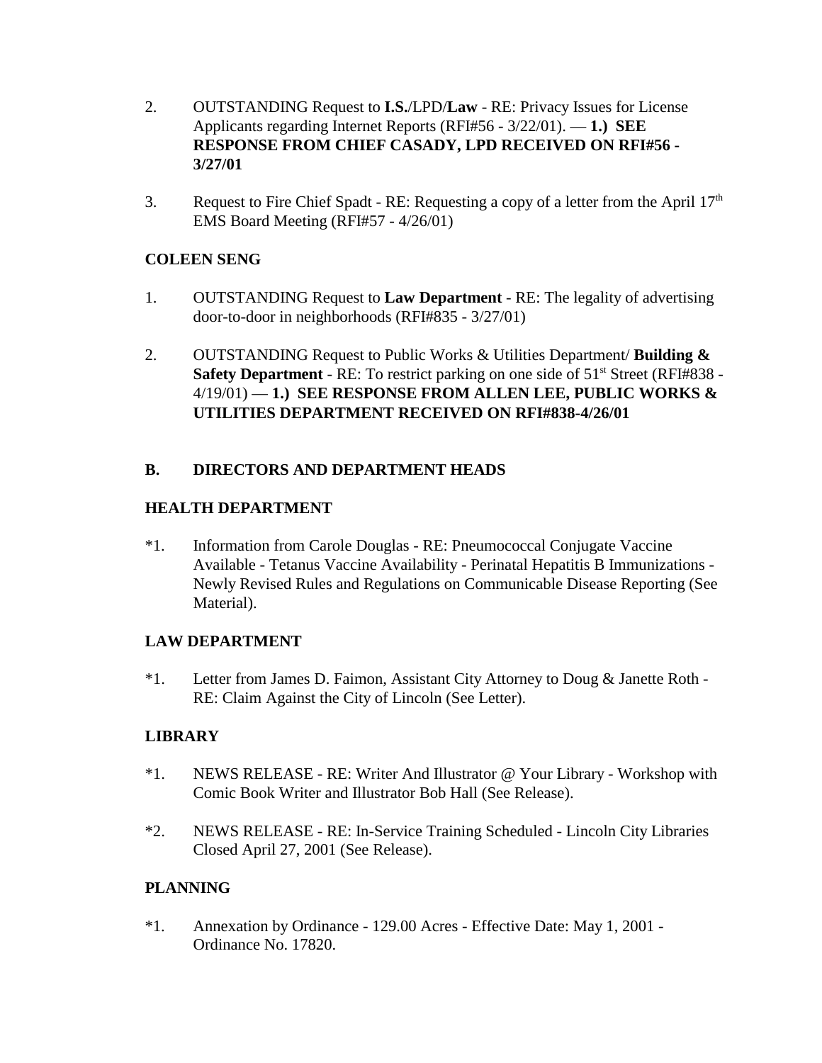2. OUTSTANDING Request to **I.S.**/LPD/**Law** - RE: Privacy Issues for License Applicants regarding Internet Reports (RFI#56 - 3/22/01). — **1.) SEE RESPONSE FROM CHIEF CASADY, LPD RECEIVED ON RFI#56 - 3/27/01**

3. Request to Fire Chief Spadt - RE: Requesting a copy of a letter from the April 17th EMS Board Meeting (RFI#57 - 4/26/01)

**COLEEN SENG**

1. OUTSTANDING Request to **Law Department** - RE: The legality of advertising door-to-door in neighborhoods (RFI#835 - 3/27/01)

2. OUTSTANDING Request to Public Works & Utilities Department/ **Building & Safety Department** - RE: To restrict parking on one side of 51st Street (RFI#838 - 4/19/01) — **1.) SEE RESPONSE FROM ALLEN LEE, PUBLIC WORKS & UTILITIES DEPARTMENT RECEIVED ON RFI#838-4/26/01**

**B. DIRECTORS AND DEPARTMENT HEADS**

**HEALTH DEPARTMENT**

*1. Information from Carole Douglas - RE: Pneumococcal Conjugate Vaccine Available - Tetanus Vaccine Availability - Perinatal Hepatitis B Immunizations - Newly Revised Rules and Regulations on Communicable Disease Reporting (See Material).

**LAW DEPARTMENT**

*1. Letter from James D. Faimon, Assistant City Attorney to Doug & Janette Roth - RE: Claim Against the City of Lincoln (See Letter).

**LIBRARY**

*1. NEWS RELEASE - RE: Writer And Illustrator @ Your Library - Workshop with Comic Book Writer and Illustrator Bob Hall (See Release).

*2. NEWS RELEASE - RE: In-Service Training Scheduled - Lincoln City Libraries Closed April 27, 2001 (See Release).

**PLANNING**

*1. Annexation by Ordinance - 129.00 Acres - Effective Date: May 1, 2001 - Ordinance No. 17820.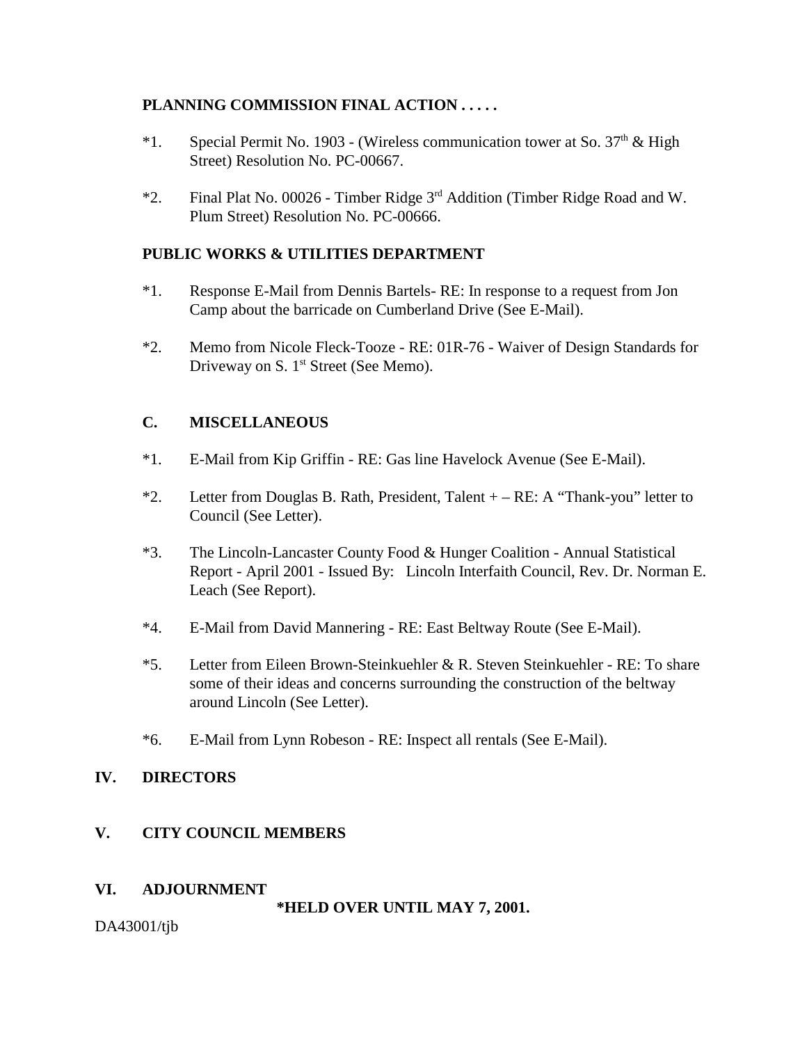**PLANNING COMMISSION FINAL ACTION . . . . .**

*1. Special Permit No. 1903 - (Wireless communication tower at So. 37th & High Street) Resolution No. PC-00667.

*2. Final Plat No. 00026 - Timber Ridge 3rd Addition (Timber Ridge Road and W. Plum Street) Resolution No. PC-00666.

**PUBLIC WORKS & UTILITIES DEPARTMENT**

*1. Response E-Mail from Dennis Bartels- RE: In response to a request from Jon Camp about the barricade on Cumberland Drive (See E-Mail).

*2. Memo from Nicole Fleck-Tooze - RE: 01R-76 - Waiver of Design Standards for Driveway on S. 1st Street (See Memo).

**C. MISCELLANEOUS**

*1. E-Mail from Kip Griffin - RE: Gas line Havelock Avenue (See E-Mail).

*2. Letter from Douglas B. Rath, President, Talent + – RE: A "Thank-you" letter to Council (See Letter).

*3. The Lincoln-Lancaster County Food & Hunger Coalition - Annual Statistical Report - April 2001 - Issued By: Lincoln Interfaith Council, Rev. Dr. Norman E. Leach (See Report).

*4. E-Mail from David Mannering - RE: East Beltway Route (See E-Mail).

*5. Letter from Eileen Brown-Steinkuehler & R. Steven Steinkuehler - RE: To share some of their ideas and concerns surrounding the construction of the beltway around Lincoln (See Letter).

*6. E-Mail from Lynn Robeson - RE: Inspect all rentals (See E-Mail).

## IV. DIRECTORS

## V. CITY COUNCIL MEMBERS

## VI. ADJOURNMENT

**\*HELD OVER UNTIL MAY 7, 2001.**

DA43001/tjb